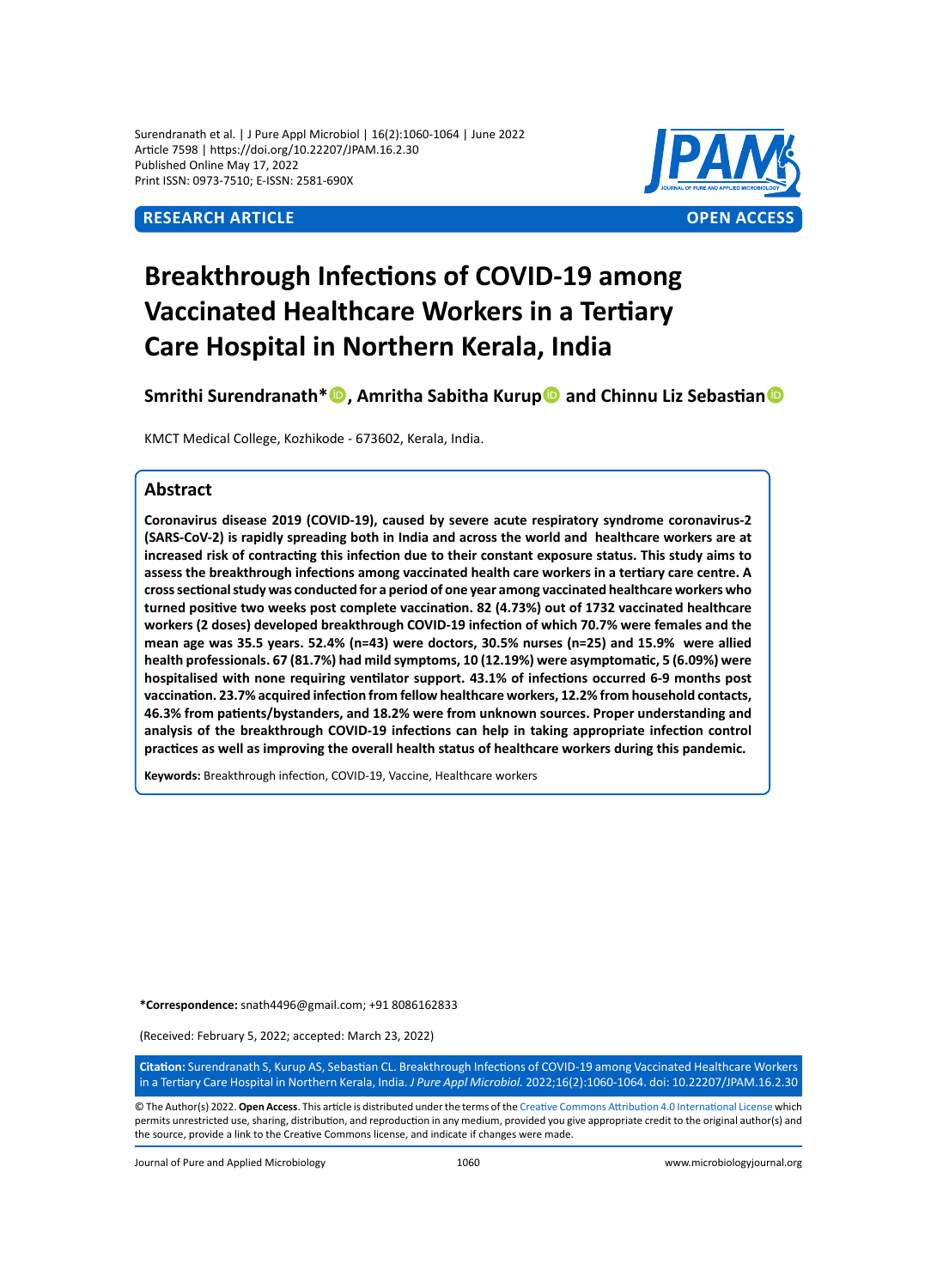Surendranath et al. | J Pure Appl Microbiol | 16(2):1060-1064 | June 2022
Article 7598 | https://doi.org/10.22207/JPAM.16.2.30
Published Online May 17, 2022
Print ISSN: 0973-7510; E-ISSN: 2581-690X

**RESEARCH ARTICLE** **OPEN ACCESS**

# Breakthrough Infections of COVID-19 among Vaccinated Healthcare Workers in a Tertiary Care Hospital in Northern Kerala, India

**Smrithi Surendranath\*, Amritha Sabitha Kurup and Chinnu Liz Sebastian**

KMCT Medical College, Kozhikode - 673602, Kerala, India.

## Abstract

**Coronavirus disease 2019 (COVID-19), caused by severe acute respiratory syndrome coronavirus-2 (SARS-CoV-2) is rapidly spreading both in India and across the world and healthcare workers are at increased risk of contracting this infection due to their constant exposure status. This study aims to assess the breakthrough infections among vaccinated health care workers in a tertiary care centre. A cross sectional study was conducted for a period of one year among vaccinated healthcare workers who turned positive two weeks post complete vaccination. 82 (4.73%) out of 1732 vaccinated healthcare workers (2 doses) developed breakthrough COVID-19 infection of which 70.7% were females and the mean age was 35.5 years. 52.4% (n=43) were doctors, 30.5% nurses (n=25) and 15.9% were allied health professionals. 67 (81.7%) had mild symptoms, 10 (12.19%) were asymptomatic, 5 (6.09%) were hospitalised with none requiring ventilator support. 43.1% of infections occurred 6-9 months post vaccination. 23.7% acquired infection from fellow healthcare workers, 12.2% from household contacts, 46.3% from patients/bystanders, and 18.2% were from unknown sources. Proper understanding and analysis of the breakthrough COVID-19 infections can help in taking appropriate infection control practices as well as improving the overall health status of healthcare workers during this pandemic.**

**Keywords:** Breakthrough infection, COVID-19, Vaccine, Healthcare workers

**\*Correspondence:** snath4496@gmail.com; +91 8086162833

(Received: February 5, 2022; accepted: March 23, 2022)

**Citation:** Surendranath S, Kurup AS, Sebastian CL. Breakthrough Infections of COVID-19 among Vaccinated Healthcare Workers in a Tertiary Care Hospital in Northern Kerala, India. *J Pure Appl Microbiol.* 2022;16(2):1060-1064. doi: 10.22207/JPAM.16.2.30

© The Author(s) 2022. **Open Access**. This article is distributed under the terms of the Creative Commons Attribution 4.0 International License which permits unrestricted use, sharing, distribution, and reproduction in any medium, provided you give appropriate credit to the original author(s) and the source, provide a link to the Creative Commons license, and indicate if changes were made.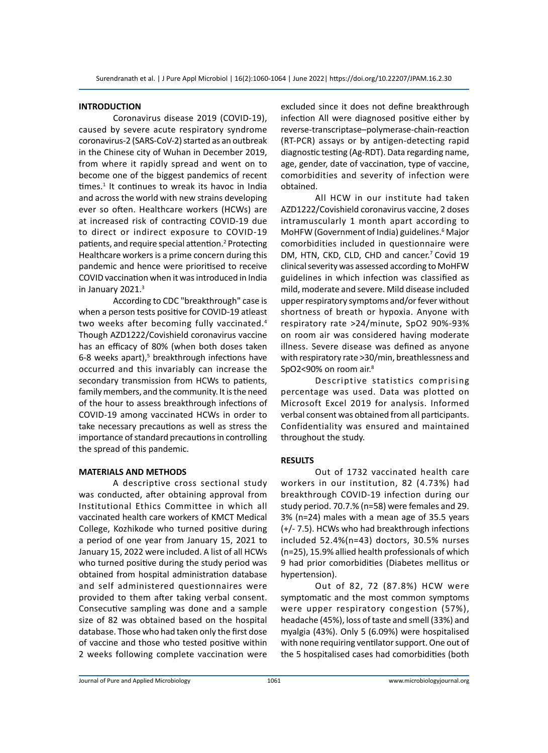## INTRODUCTION

Coronavirus disease 2019 (COVID-19), caused by severe acute respiratory syndrome coronavirus-2 (SARS-CoV-2) started as an outbreak in the Chinese city of Wuhan in December 2019, from where it rapidly spread and went on to become one of the biggest pandemics of recent times.[1] It continues to wreak its havoc in India and across the world with new strains developing ever so often. Healthcare workers (HCWs) are at increased risk of contracting COVID-19 due to direct or indirect exposure to COVID-19 patients, and require special attention.[2] Protecting Healthcare workers is a prime concern during this pandemic and hence were prioritised to receive COVID vaccination when it was introduced in India in January 2021.[3]

According to CDC "breakthrough" case is when a person tests positive for COVID-19 atleast two weeks after becoming fully vaccinated.[4] Though AZD1222/Covishield coronavirus vaccine has an efficacy of 80% (when both doses taken 6-8 weeks apart),[5] breakthrough infections have occurred and this invariably can increase the secondary transmission from HCWs to patients, family members, and the community. It is the need of the hour to assess breakthrough infections of COVID-19 among vaccinated HCWs in order to take necessary precautions as well as stress the importance of standard precautions in controlling the spread of this pandemic.

## MATERIALS AND METHODS

A descriptive cross sectional study was conducted, after obtaining approval from Institutional Ethics Committee in which all vaccinated health care workers of KMCT Medical College, Kozhikode who turned positive during a period of one year from January 15, 2021 to January 15, 2022 were included. A list of all HCWs who turned positive during the study period was obtained from hospital administration database and self administered questionnaires were provided to them after taking verbal consent. Consecutive sampling was done and a sample size of 82 was obtained based on the hospital database. Those who had taken only the first dose of vaccine and those who tested positive within 2 weeks following complete vaccination were excluded since it does not define breakthrough infection All were diagnosed positive either by reverse-transcriptase–polymerase-chain-reaction (RT-PCR) assays or by antigen-detecting rapid diagnostic testing (Ag-RDT). Data regarding name, age, gender, date of vaccination, type of vaccine, comorbidities and severity of infection were obtained.

All HCW in our institute had taken AZD1222/Covishield coronavirus vaccine, 2 doses intramuscularly 1 month apart according to MoHFW (Government of India) guidelines.[6] Major comorbidities included in questionnaire were DM, HTN, CKD, CLD, CHD and cancer.[7] Covid 19 clinical severity was assessed according to MoHFW guidelines in which infection was classified as mild, moderate and severe. Mild disease included upper respiratory symptoms and/or fever without shortness of breath or hypoxia. Anyone with respiratory rate >24/minute, SpO2 90%-93% on room air was considered having moderate illness. Severe disease was defined as anyone with respiratory rate >30/min, breathlessness and SpO2<90% on room air.[8]

Descriptive statistics comprising percentage was used. Data was plotted on Microsoft Excel 2019 for analysis. Informed verbal consent was obtained from all participants. Confidentiality was ensured and maintained throughout the study.

## RESULTS

Out of 1732 vaccinated health care workers in our institution, 82 (4.73%) had breakthrough COVID-19 infection during our study period. 70.7.% (n=58) were females and 29. 3% (n=24) males with a mean age of 35.5 years (+/- 7.5). HCWs who had breakthrough infections included 52.4%(n=43) doctors, 30.5% nurses (n=25), 15.9% allied health professionals of which 9 had prior comorbidities (Diabetes mellitus or hypertension).

Out of 82, 72 (87.8%) HCW were symptomatic and the most common symptoms were upper respiratory congestion (57%), headache (45%), loss of taste and smell (33%) and myalgia (43%). Only 5 (6.09%) were hospitalised with none requiring ventilator support. One out of the 5 hospitalised cases had comorbidities (both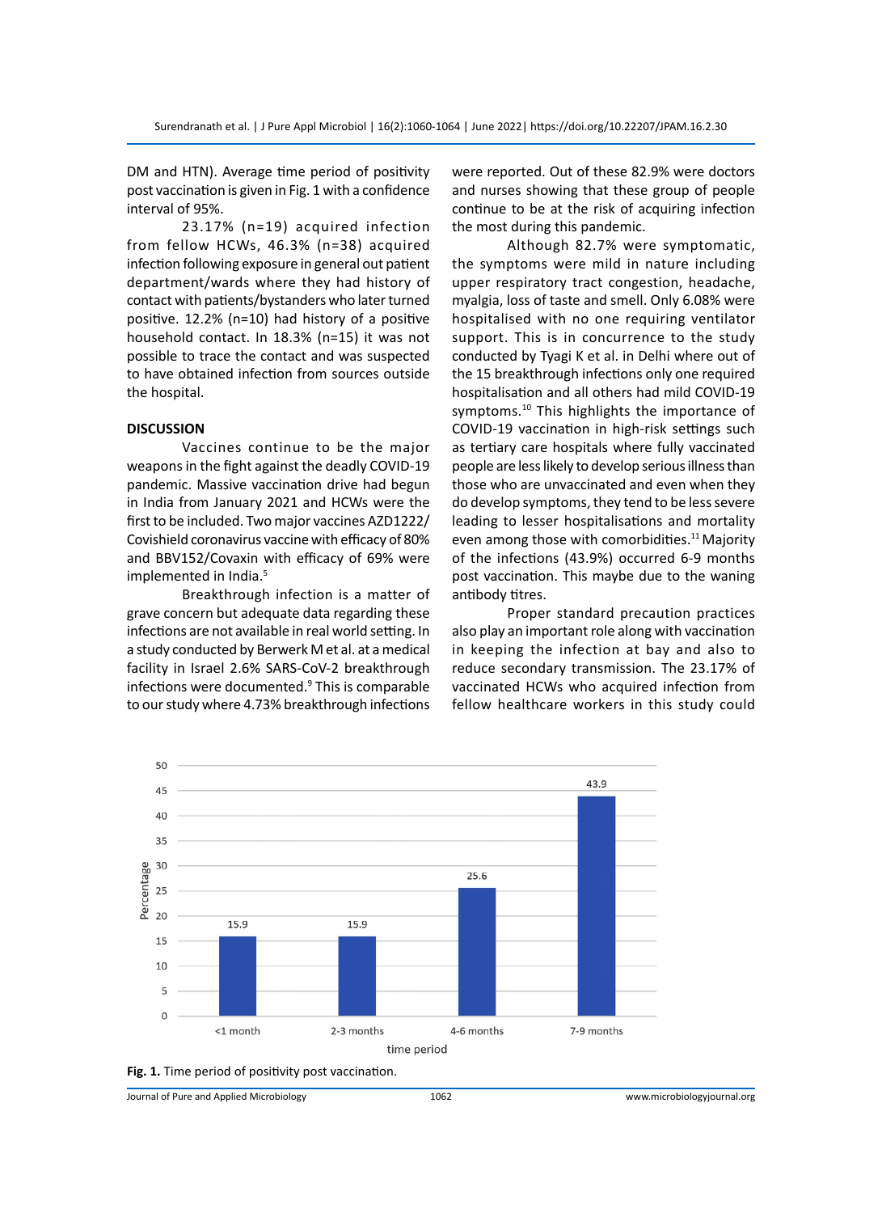DM and HTN). Average time period of positivity post vaccination is given in Fig. 1 with a confidence interval of 95%.

23.17% (n=19) acquired infection from fellow HCWs, 46.3% (n=38) acquired infection following exposure in general out patient department/wards where they had history of contact with patients/bystanders who later turned positive. 12.2% (n=10) had history of a positive household contact. In 18.3% (n=15) it was not possible to trace the contact and was suspected to have obtained infection from sources outside the hospital.

## DISCUSSION

Vaccines continue to be the major weapons in the fight against the deadly COVID-19 pandemic. Massive vaccination drive had begun in India from January 2021 and HCWs were the first to be included. Two major vaccines AZD1222/Covishield coronavirus vaccine with efficacy of 80% and BBV152/Covaxin with efficacy of 69% were implemented in India.[5]

Breakthrough infection is a matter of grave concern but adequate data regarding these infections are not available in real world setting. In a study conducted by Berwerk M et al. at a medical facility in Israel 2.6% SARS-CoV-2 breakthrough infections were documented.[9] This is comparable to our study where 4.73% breakthrough infections were reported. Out of these 82.9% were doctors and nurses showing that these group of people continue to be at the risk of acquiring infection the most during this pandemic.

Although 82.7% were symptomatic, the symptoms were mild in nature including upper respiratory tract congestion, headache, myalgia, loss of taste and smell. Only 6.08% were hospitalised with no one requiring ventilator support. This is in concurrence to the study conducted by Tyagi K et al. in Delhi where out of the 15 breakthrough infections only one required hospitalisation and all others had mild COVID-19 symptoms.[10] This highlights the importance of COVID-19 vaccination in high-risk settings such as tertiary care hospitals where fully vaccinated people are less likely to develop serious illness than those who are unvaccinated and even when they do develop symptoms, they tend to be less severe leading to lesser hospitalisations and mortality even among those with comorbidities.[11] Majority of the infections (43.9%) occurred 6-9 months post vaccination. This maybe due to the waning antibody titres.

Proper standard precaution practices also play an important role along with vaccination in keeping the infection at bay and also to reduce secondary transmission. The 23.17% of vaccinated HCWs who acquired infection from fellow healthcare workers in this study could

| time period | Percentage |
|---|---|
| <1 month | 15.9 |
| 2-3 months | 15.9 |
| 4-6 months | 25.6 |
| 7-9 months | 43.9 |

**Fig. 1.** Time period of positivity post vaccination.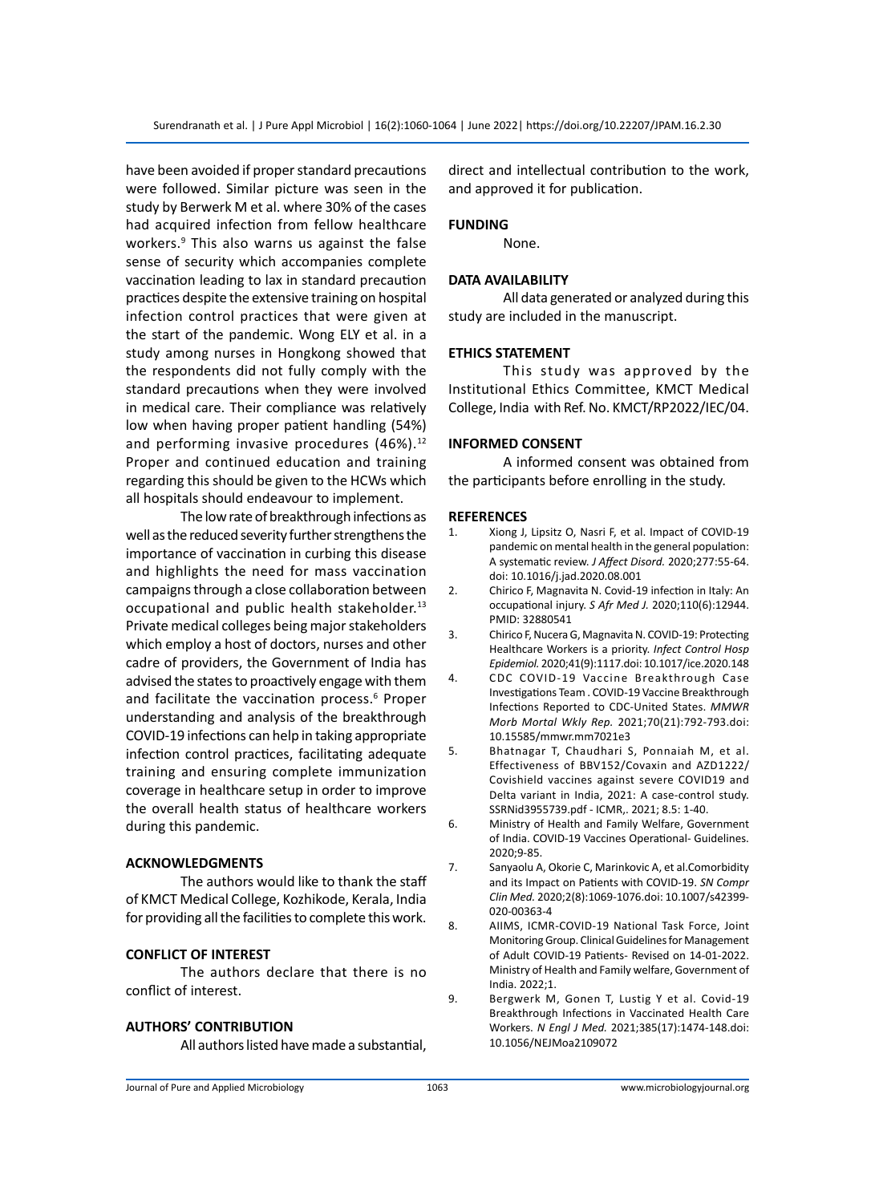have been avoided if proper standard precautions were followed. Similar picture was seen in the study by Berwerk M et al. where 30% of the cases had acquired infection from fellow healthcare workers.[9] This also warns us against the false sense of security which accompanies complete vaccination leading to lax in standard precaution practices despite the extensive training on hospital infection control practices that were given at the start of the pandemic. Wong ELY et al. in a study among nurses in Hongkong showed that the respondents did not fully comply with the standard precautions when they were involved in medical care. Their compliance was relatively low when having proper patient handling (54%) and performing invasive procedures (46%).[12] Proper and continued education and training regarding this should be given to the HCWs which all hospitals should endeavour to implement.

The low rate of breakthrough infections as well as the reduced severity further strengthens the importance of vaccination in curbing this disease and highlights the need for mass vaccination campaigns through a close collaboration between occupational and public health stakeholder.[13] Private medical colleges being major stakeholders which employ a host of doctors, nurses and other cadre of providers, the Government of India has advised the states to proactively engage with them and facilitate the vaccination process.[6] Proper understanding and analysis of the breakthrough COVID-19 infections can help in taking appropriate infection control practices, facilitating adequate training and ensuring complete immunization coverage in healthcare setup in order to improve the overall health status of healthcare workers during this pandemic.

## ACKNOWLEDGMENTS

The authors would like to thank the staff of KMCT Medical College, Kozhikode, Kerala, India for providing all the facilities to complete this work.

## CONFLICT OF INTEREST

The authors declare that there is no conflict of interest.

## AUTHORS' CONTRIBUTION

All authors listed have made a substantial, direct and intellectual contribution to the work, and approved it for publication.

## FUNDING

None.

## DATA AVAILABILITY

All data generated or analyzed during this study are included in the manuscript.

## ETHICS STATEMENT

This study was approved by the Institutional Ethics Committee, KMCT Medical College, India with Ref. No. KMCT/RP2022/IEC/04.

## INFORMED CONSENT

A informed consent was obtained from the participants before enrolling in the study.

## REFERENCES

1. Xiong J, Lipsitz O, Nasri F, et al. Impact of COVID-19 pandemic on mental health in the general population: A systematic review. *J Affect Disord.* 2020;277:55-64. doi: 10.1016/j.jad.2020.08.001
2. Chirico F, Magnavita N. Covid-19 infection in Italy: An occupational injury. *S Afr Med J.* 2020;110(6):12944. PMID: 32880541
3. Chirico F, Nucera G, Magnavita N. COVID-19: Protecting Healthcare Workers is a priority. *Infect Control Hosp Epidemiol.* 2020;41(9):1117.doi: 10.1017/ice.2020.148
4. CDC COVID-19 Vaccine Breakthrough Case Investigations Team . COVID-19 Vaccine Breakthrough Infections Reported to CDC-United States. *MMWR Morb Mortal Wkly Rep.* 2021;70(21):792-793.doi: 10.15585/mmwr.mm7021e3
5. Bhatnagar T, Chaudhari S, Ponnaiah M, et al. Effectiveness of BBV152/Covaxin and AZD1222/Covishield vaccines against severe COVID19 and Delta variant in India, 2021: A case-control study. SSRNid3955739.pdf - ICMR,. 2021; 8.5: 1-40.
6. Ministry of Health and Family Welfare, Government of India. COVID-19 Vaccines Operational- Guidelines. 2020;9-85.
7. Sanyaolu A, Okorie C, Marinkovic A, et al.Comorbidity and its Impact on Patients with COVID-19. *SN Compr Clin Med.* 2020;2(8):1069-1076.doi: 10.1007/s42399-020-00363-4
8. AIIMS, ICMR-COVID-19 National Task Force, Joint Monitoring Group. Clinical Guidelines for Management of Adult COVID-19 Patients- Revised on 14-01-2022. Ministry of Health and Family welfare, Government of India. 2022;1.
9. Bergwerk M, Gonen T, Lustig Y et al. Covid-19 Breakthrough Infections in Vaccinated Health Care Workers. *N Engl J Med.* 2021;385(17):1474-148.doi: 10.1056/NEJMoa2109072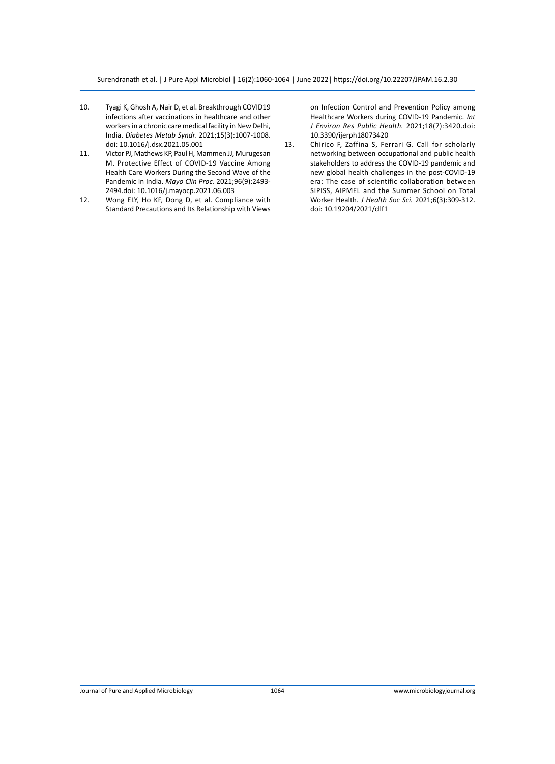10. Tyagi K, Ghosh A, Nair D, et al. Breakthrough COVID19 infections after vaccinations in healthcare and other workers in a chronic care medical facility in New Delhi, India. *Diabetes Metab Syndr.* 2021;15(3):1007-1008. doi: 10.1016/j.dsx.2021.05.001
11. Victor PJ, Mathews KP, Paul H, Mammen JJ, Murugesan M. Protective Effect of COVID-19 Vaccine Among Health Care Workers During the Second Wave of the Pandemic in India. *Mayo Clin Proc.* 2021;96(9):2493-2494.doi: 10.1016/j.mayocp.2021.06.003
12. Wong ELY, Ho KF, Dong D, et al. Compliance with Standard Precautions and Its Relationship with Views on Infection Control and Prevention Policy among Healthcare Workers during COVID-19 Pandemic. *Int J Environ Res Public Health.* 2021;18(7):3420.doi: 10.3390/ijerph18073420
13. Chirico F, Zaffina S, Ferrari G. Call for scholarly networking between occupational and public health stakeholders to address the COVID-19 pandemic and new global health challenges in the post-COVID-19 era: The case of scientific collaboration between SIPISS, AIPMEL and the Summer School on Total Worker Health. *J Health Soc Sci.* 2021;6(3):309-312. doi: 10.19204/2021/cllf1